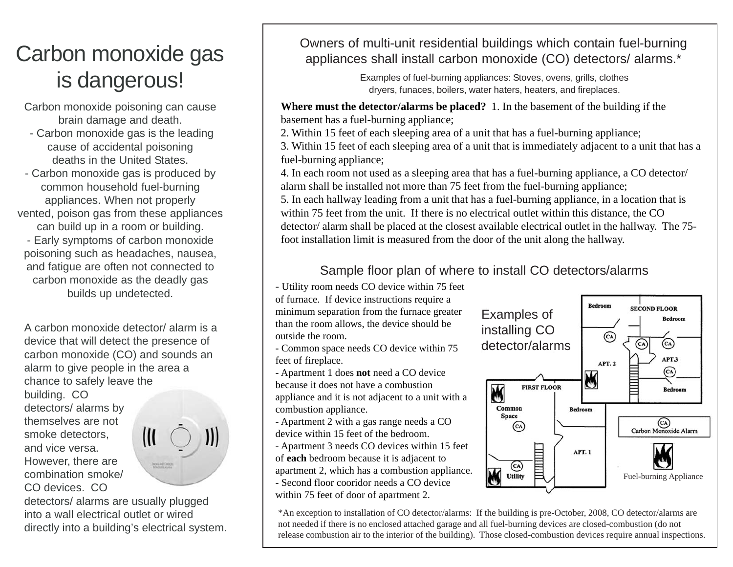# Carbon monoxide gas is dangerous!

Carbon monoxide poisoning can cause brain damage and death.

- Carbon monoxide gas is the leading cause of accidental poisoning deaths in the United States.
- Carbon monoxide gas is produced by common household fuel-burning appliances. When not properly vented, poison gas from these appliances can build up in a room or building.
- Early symptoms of carbon monoxide poisoning such as headaches, nausea, and fatigue are often not connected to carbon monoxide as the deadly gas builds up undetected.

A carbon monoxide detector/ alarm is a device that will detect the presence of carbon monoxide (CO) and sounds an alarm to give people in the area a chance to safely leave the building. CO detectors/ alarms by themselves are not smoke detectors, and vice versa. However, there are combination smoke/ CO devices. CO detectors/ alarms are usually plugged into a wall electrical outlet or wired directly into a building's electrical system.

Owners of multi-unit residential buildings which contain fuel-burning appliances shall install carbon monoxide (CO) detectors/ alarms.*

Examples of fuel-burning appliances: Stoves, ovens, grills, clothes dryers, funaces, boilers, water haters, heaters, and fireplaces.

**Where must the detector/alarms be placed?** 1. In the basement of the building if the basement has a fuel-burning appliance;
2. Within 15 feet of each sleeping area of a unit that has a fuel-burning appliance;
3. Within 15 feet of each sleeping area of a unit that is immediately adjacent to a unit that has a fuel-burning appliance;
4. In each room not used as a sleeping area that has a fuel-burning appliance, a CO detector/ alarm shall be installed not more than 75 feet from the fuel-burning appliance;
5. In each hallway leading from a unit that has a fuel-burning appliance, in a location that is within 75 feet from the unit. If there is no electrical outlet within this distance, the CO detector/ alarm shall be placed at the closest available electrical outlet in the hallway. The 75-foot installation limit is measured from the door of the unit along the hallway.

## Sample floor plan of where to install CO detectors/alarms

- Utility room needs CO device within 75 feet of furnace. If device instructions require a minimum separation from the furnace greater than the room allows, the device should be outside the room.
- Common space needs CO device within 75 feet of fireplace.
- Apartment 1 does **not** need a CO device because it does not have a combustion appliance and it is not adjacent to a unit with a combustion appliance.
- Apartment 2 with a gas range needs a CO device within 15 feet of the bedroom.
- Apartment 3 needs CO devices within 15 feet of **each** bedroom because it is adjacent to apartment 2, which has a combustion appliance.
- Second floor cooridor needs a CO device within 75 feet of door of apartment 2.

Examples of installing CO detector/alarms

Bedroom, SECOND FLOOR, Bedroom, APT. 2, APT.3, Bedroom, FIRST FLOOR, Common Space, Bedroom, APT. 1, Utility

CA: Carbon Monoxide Alarm

Fuel-burning Appliance

*An exception to installation of CO detector/alarms: If the building is pre-October, 2008, CO detector/alarms are not needed if there is no enclosed attached garage and all fuel-burning devices are closed-combustion (do not release combustion air to the interior of the building). Those closed-combustion devices require annual inspections.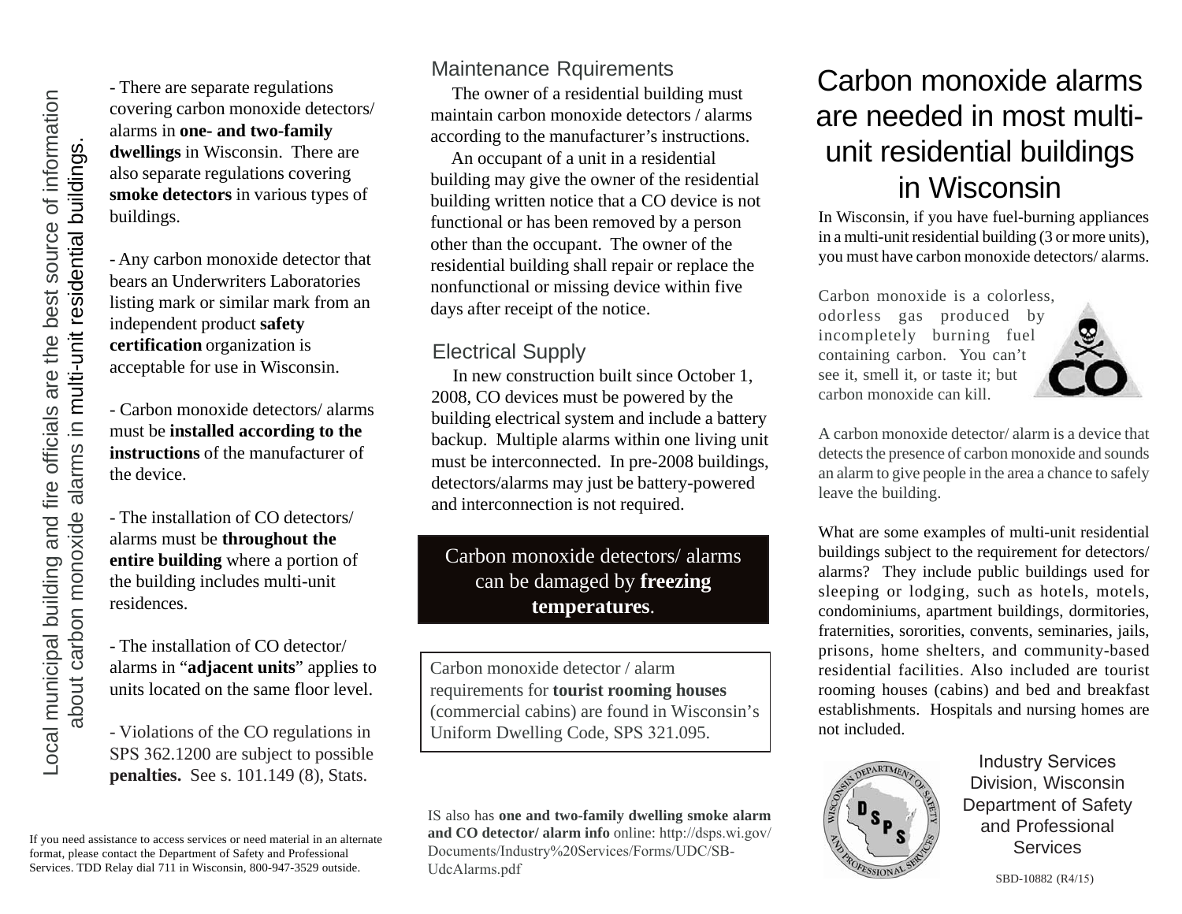Local municipal building and fire officials are the best source of information about carbon monoxide alarms in multi-unit residential buildings.

- There are separate regulations covering carbon monoxide detectors/ alarms in **one- and two-family dwellings** in Wisconsin. There are also separate regulations covering **smoke detectors** in various types of buildings.

- Any carbon monoxide detector that bears an Underwriters Laboratories listing mark or similar mark from an independent product **safety certification** organization is acceptable for use in Wisconsin.

- Carbon monoxide detectors/ alarms must be **installed according to the instructions** of the manufacturer of the device.

- The installation of CO detectors/ alarms must be **throughout the entire building** where a portion of the building includes multi-unit residences.

- The installation of CO detector/ alarms in "**adjacent units**" applies to units located on the same floor level.

- Violations of the CO regulations in SPS 362.1200 are subject to possible **penalties.** See s. 101.149 (8), Stats.

If you need assistance to access services or need material in an alternate format, please contact the Department of Safety and Professional Services. TDD Relay dial 711 in Wisconsin, 800-947-3529 outside.

## Maintenance Rquirements

The owner of a residential building must maintain carbon monoxide detectors / alarms according to the manufacturer's instructions.

An occupant of a unit in a residential building may give the owner of the residential building written notice that a CO device is not functional or has been removed by a person other than the occupant. The owner of the residential building shall repair or replace the nonfunctional or missing device within five days after receipt of the notice.

## Electrical Supply

In new construction built since October 1, 2008, CO devices must be powered by the building electrical system and include a battery backup. Multiple alarms within one living unit must be interconnected. In pre-2008 buildings, detectors/alarms may just be battery-powered and interconnection is not required.

Carbon monoxide detectors/ alarms can be damaged by **freezing temperatures**.

Carbon monoxide detector / alarm requirements for **tourist rooming houses** (commercial cabins) are found in Wisconsin's Uniform Dwelling Code, SPS 321.095.

IS also has **one and two-family dwelling smoke alarm and CO detector/ alarm info** online: http://dsps.wi.gov/Documents/Industry%20Services/Forms/UDC/SB-UdcAlarms.pdf

# Carbon monoxide alarms are needed in most multi-unit residential buildings in Wisconsin

In Wisconsin, if you have fuel-burning appliances in a multi-unit residential building (3 or more units), you must have carbon monoxide detectors/ alarms.

Carbon monoxide is a colorless, odorless gas produced by incompletely burning fuel containing carbon. You can't see it, smell it, or taste it; but carbon monoxide can kill.

CO

A carbon monoxide detector/ alarm is a device that detects the presence of carbon monoxide and sounds an alarm to give people in the area a chance to safely leave the building.

What are some examples of multi-unit residential buildings subject to the requirement for detectors/ alarms? They include public buildings used for sleeping or lodging, such as hotels, motels, condominiums, apartment buildings, dormitories, fraternities, sororities, convents, seminaries, jails, prisons, home shelters, and community-based residential facilities. Also included are tourist rooming houses (cabins) and bed and breakfast establishments. Hospitals and nursing homes are not included.

Wisconsin Department of Safety and Professional Services

DSPS

Industry Services Division, Wisconsin Department of Safety and Professional Services

SBD-10882 (R4/15)